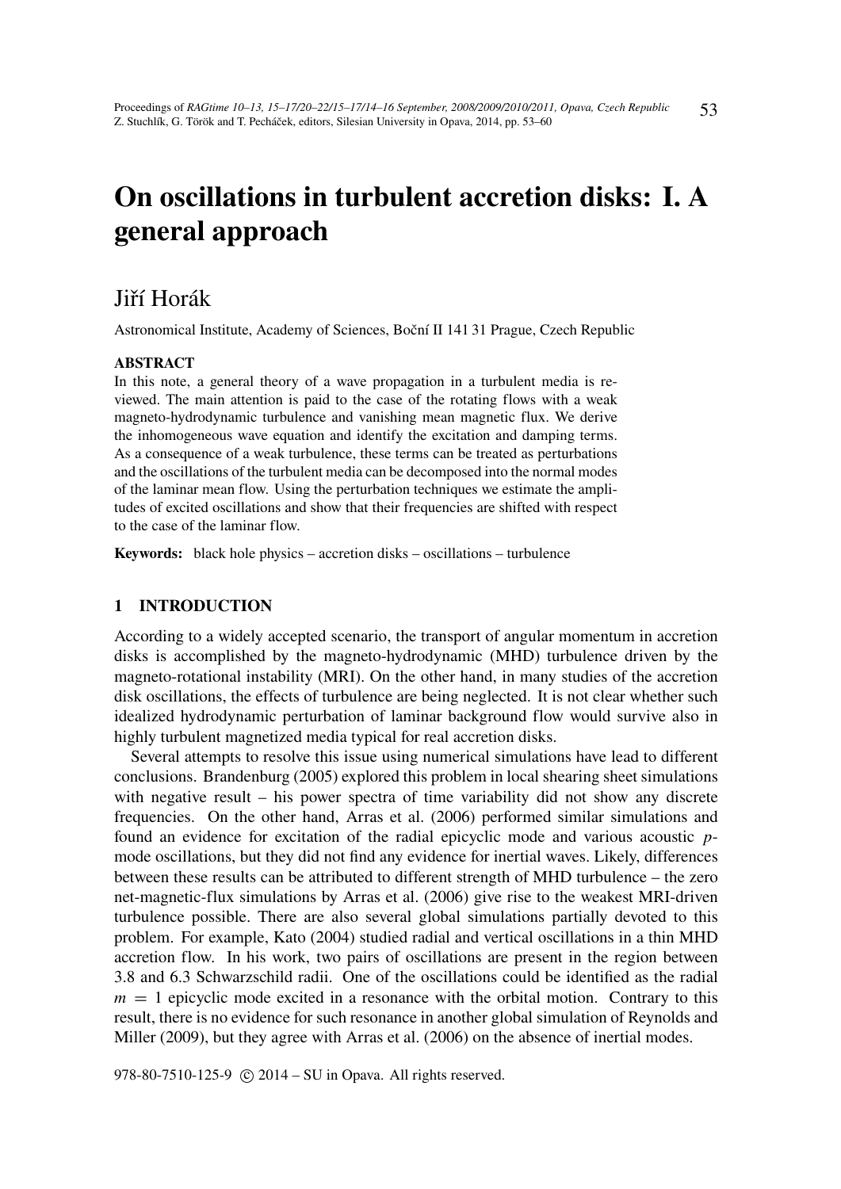# On oscillations in turbulent accretion disks: I. A general approach

## Jiří Horák

Astronomical Institute, Academy of Sciences, Boční II 141 31 Prague, Czech Republic

### ABSTRACT

In this note, a general theory of a wave propagation in a turbulent media is reviewed. The main attention is paid to the case of the rotating flows with a weak magneto-hydrodynamic turbulence and vanishing mean magnetic flux. We derive the inhomogeneous wave equation and identify the excitation and damping terms. As a consequence of a weak turbulence, these terms can be treated as perturbations and the oscillations of the turbulent media can be decomposed into the normal modes of the laminar mean flow. Using the perturbation techniques we estimate the amplitudes of excited oscillations and show that their frequencies are shifted with respect to the case of the laminar flow.

**Keywords:** black hole physics – accretion disks – oscillations – turbulence

## 1 INTRODUCTION

According to a widely accepted scenario, the transport of angular momentum in accretion disks is accomplished by the magneto-hydrodynamic (MHD) turbulence driven by the magneto-rotational instability (MRI). On the other hand, in many studies of the accretion disk oscillations, the effects of turbulence are being neglected. It is not clear whether such idealized hydrodynamic perturbation of laminar background flow would survive also in highly turbulent magnetized media typical for real accretion disks.

Several attempts to resolve this issue using numerical simulations have lead to different conclusions. Brandenburg (2005) explored this problem in local shearing sheet simulations with negative result – his power spectra of time variability did not show any discrete frequencies. On the other hand, Arras et al. (2006) performed similar simulations and found an evidence for excitation of the radial epicyclic mode and various acoustic $p$-mode oscillations, but they did not find any evidence for inertial waves. Likely, differences between these results can be attributed to different strength of MHD turbulence – the zero net-magnetic-flux simulations by Arras et al. (2006) give rise to the weakest MRI-driven turbulence possible. There are also several global simulations partially devoted to this problem. For example, Kato (2004) studied radial and vertical oscillations in a thin MHD accretion flow. In his work, two pairs of oscillations are present in the region between 3.8 and 6.3 Schwarzschild radii. One of the oscillations could be identified as the radial $m = 1$ epicyclic mode excited in a resonance with the orbital motion. Contrary to this result, there is no evidence for such resonance in another global simulation of Reynolds and Miller (2009), but they agree with Arras et al. (2006) on the absence of inertial modes.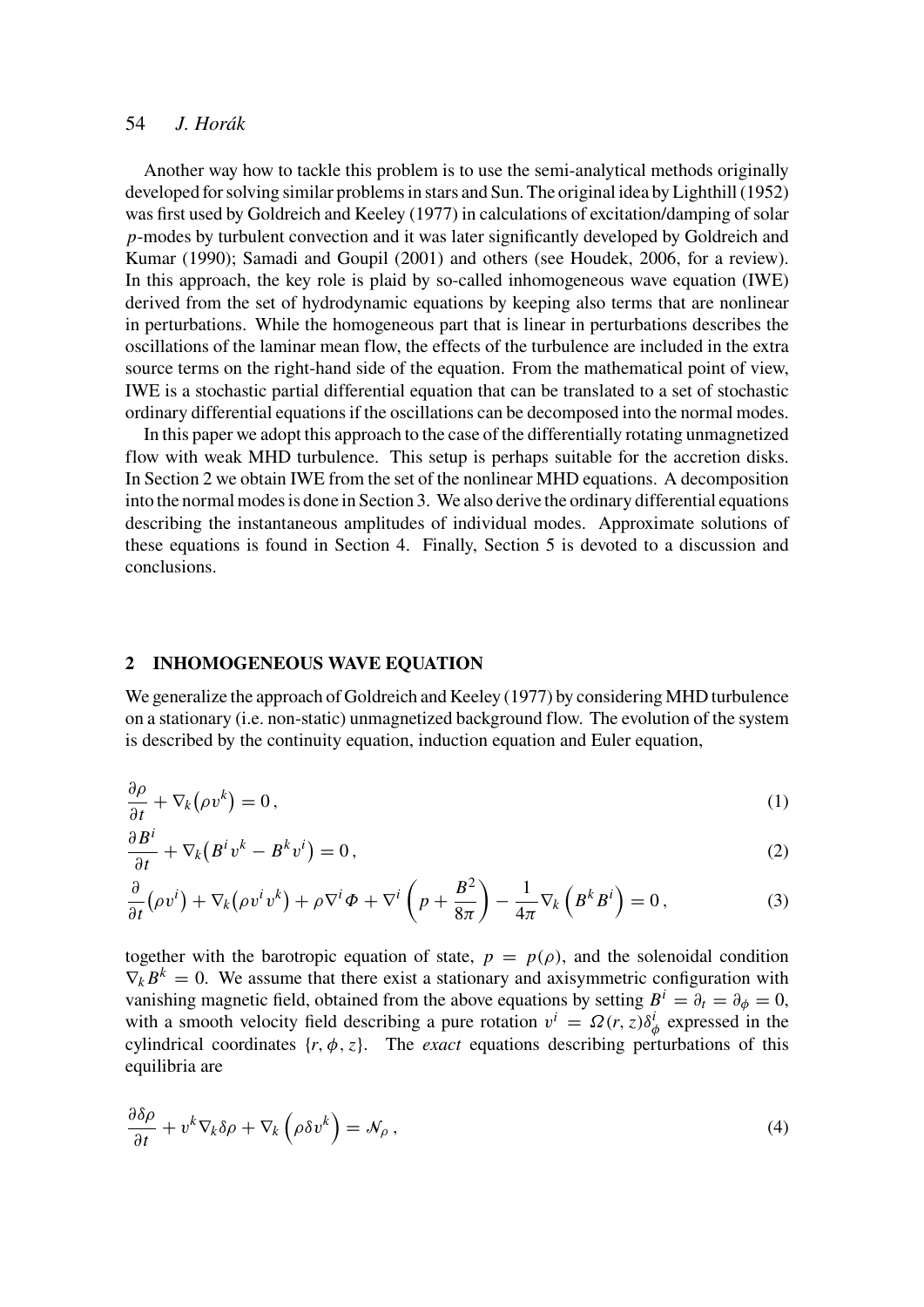Another way how to tackle this problem is to use the semi-analytical methods originally developed for solving similar problems in stars and Sun. The original idea by Lighthill (1952) was first used by Goldreich and Keeley (1977) in calculations of excitation/damping of solar $p$-modes by turbulent convection and it was later significantly developed by Goldreich and Kumar (1990); Samadi and Goupil (2001) and others (see Houdek, 2006, for a review). In this approach, the key role is plaid by so-called inhomogeneous wave equation (IWE) derived from the set of hydrodynamic equations by keeping also terms that are nonlinear in perturbations. While the homogeneous part that is linear in perturbations describes the oscillations of the laminar mean flow, the effects of the turbulence are included in the extra source terms on the right-hand side of the equation. From the mathematical point of view, IWE is a stochastic partial differential equation that can be translated to a set of stochastic ordinary differential equations if the oscillations can be decomposed into the normal modes.

In this paper we adopt this approach to the case of the differentially rotating unmagnetized flow with weak MHD turbulence. This setup is perhaps suitable for the accretion disks. In Section 2 we obtain IWE from the set of the nonlinear MHD equations. A decomposition into the normal modes is done in Section 3. We also derive the ordinary differential equations describing the instantaneous amplitudes of individual modes. Approximate solutions of these equations is found in Section 4. Finally, Section 5 is devoted to a discussion and conclusions.

## 2 INHOMOGENEOUS WAVE EQUATION

We generalize the approach of Goldreich and Keeley (1977) by considering MHD turbulence on a stationary (i.e. non-static) unmagnetized background flow. The evolution of the system is described by the continuity equation, induction equation and Euler equation,

$$\frac{\partial \rho}{\partial t} + \nabla_k\big(\rho v^k\big) = 0\,, \tag{1}$$

$$\frac{\partial B^i}{\partial t} + \nabla_k\big(B^i v^k - B^k v^i\big) = 0\,, \tag{2}$$

$$\frac{\partial}{\partial t}\big(\rho v^i\big) + \nabla_k\big(\rho v^i v^k\big) + \rho \nabla^i \Phi + \nabla^i\left(p + \frac{B^2}{8\pi}\right) - \frac{1}{4\pi}\nabla_k\left(B^k B^i\right) = 0\,, \tag{3}$$

together with the barotropic equation of state, $p = p(\rho)$, and the solenoidal condition $\nabla_k B^k = 0$. We assume that there exist a stationary and axisymmetric configuration with vanishing magnetic field, obtained from the above equations by setting $B^i = \partial_t = \partial_\phi = 0$, with a smooth velocity field describing a pure rotation $v^i = \Omega(r,z)\delta^i_\phi$ expressed in the cylindrical coordinates $\{r, \phi, z\}$. The *exact* equations describing perturbations of this equilibria are

$$\frac{\partial \delta\rho}{\partial t} + v^k\nabla_k\delta\rho + \nabla_k\left(\rho\delta v^k\right) = \mathcal{N}_\rho\,, \tag{4}$$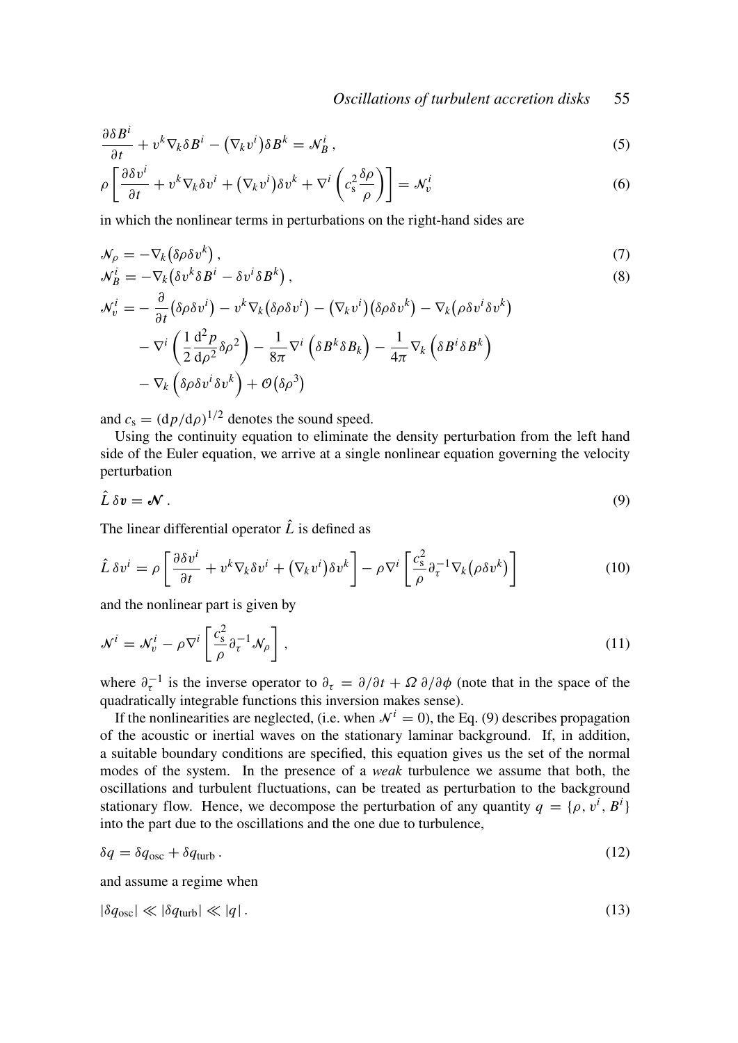$$\frac{\partial \delta B^i}{\partial t} + v^k \nabla_k \delta B^i - \left(\nabla_k v^i\right) \delta B^k = \mathcal{N}_B^i \,, \tag{5}$$

$$\rho \left[ \frac{\partial \delta v^i}{\partial t} + v^k \nabla_k \delta v^i + \left(\nabla_k v^i\right) \delta v^k + \nabla^i \left( c_\mathrm{s}^2 \frac{\delta \rho}{\rho} \right) \right] = \mathcal{N}_v^i \tag{6}$$

in which the nonlinear terms in perturbations on the right-hand sides are

$$\mathcal{N}_\rho = -\nabla_k \left( \delta\rho \delta v^k \right) , \tag{7}$$

$$\mathcal{N}_B^i = -\nabla_k \left( \delta v^k \delta B^i - \delta v^i \delta B^k \right) , \tag{8}$$

$$\begin{aligned}
\mathcal{N}_v^i = & - \frac{\partial}{\partial t} \left( \delta\rho \delta v^i \right) - v^k \nabla_k \left( \delta\rho \delta v^i \right) - \left( \nabla_k v^i \right) \left( \delta\rho \delta v^k \right) - \nabla_k \left( \rho \delta v^i \delta v^k \right) \\
& - \nabla^i \left( \frac{1}{2} \frac{\mathrm{d}^2 p}{\mathrm{d}\rho^2} \delta\rho^2 \right) - \frac{1}{8\pi} \nabla^i \left( \delta B^k \delta B_k \right) - \frac{1}{4\pi} \nabla_k \left( \delta B^i \delta B^k \right) \\
& - \nabla_k \left( \delta\rho \delta v^i \delta v^k \right) + \mathcal{O} \left( \delta\rho^3 \right)
\end{aligned}$$

and $c_\mathrm{s} = (\mathrm{d}p/\mathrm{d}\rho)^{1/2}$ denotes the sound speed.

Using the continuity equation to eliminate the density perturbation from the left hand side of the Euler equation, we arrive at a single nonlinear equation governing the velocity perturbation

$$\hat{L}\, \delta \boldsymbol{v} = \boldsymbol{\mathcal{N}} \,. \tag{9}$$

The linear differential operator $\hat{L}$ is defined as

$$\hat{L}\, \delta v^i = \rho \left[ \frac{\partial \delta v^i}{\partial t} + v^k \nabla_k \delta v^i + \left( \nabla_k v^i \right) \delta v^k \right] - \rho \nabla^i \left[ \frac{c_\mathrm{s}^2}{\rho} \partial_\tau^{-1} \nabla_k \left( \rho \delta v^k \right) \right] \tag{10}$$

and the nonlinear part is given by

$$\mathcal{N}^i = \mathcal{N}_v^i - \rho \nabla^i \left[ \frac{c_\mathrm{s}^2}{\rho} \partial_\tau^{-1} \mathcal{N}_\rho \right] , \tag{11}$$

where $\partial_\tau^{-1}$ is the inverse operator to $\partial_\tau = \partial/\partial t + \Omega\, \partial/\partial\phi$ (note that in the space of the quadratically integrable functions this inversion makes sense).

If the nonlinearities are neglected, (i.e. when $\mathcal{N}^i = 0$), the Eq. (9) describes propagation of the acoustic or inertial waves on the stationary laminar background. If, in addition, a suitable boundary conditions are specified, this equation gives us the set of the normal modes of the system. In the presence of a *weak* turbulence we assume that both, the oscillations and turbulent fluctuations, can be treated as perturbation to the background stationary flow. Hence, we decompose the perturbation of any quantity $q = \{\rho, v^i, B^i\}$ into the part due to the oscillations and the one due to turbulence,

$$\delta q = \delta q_\mathrm{osc} + \delta q_\mathrm{turb} \,. \tag{12}$$

and assume a regime when

$$|\delta q_\mathrm{osc}| \ll |\delta q_\mathrm{turb}| \ll |q| \,. \tag{13}$$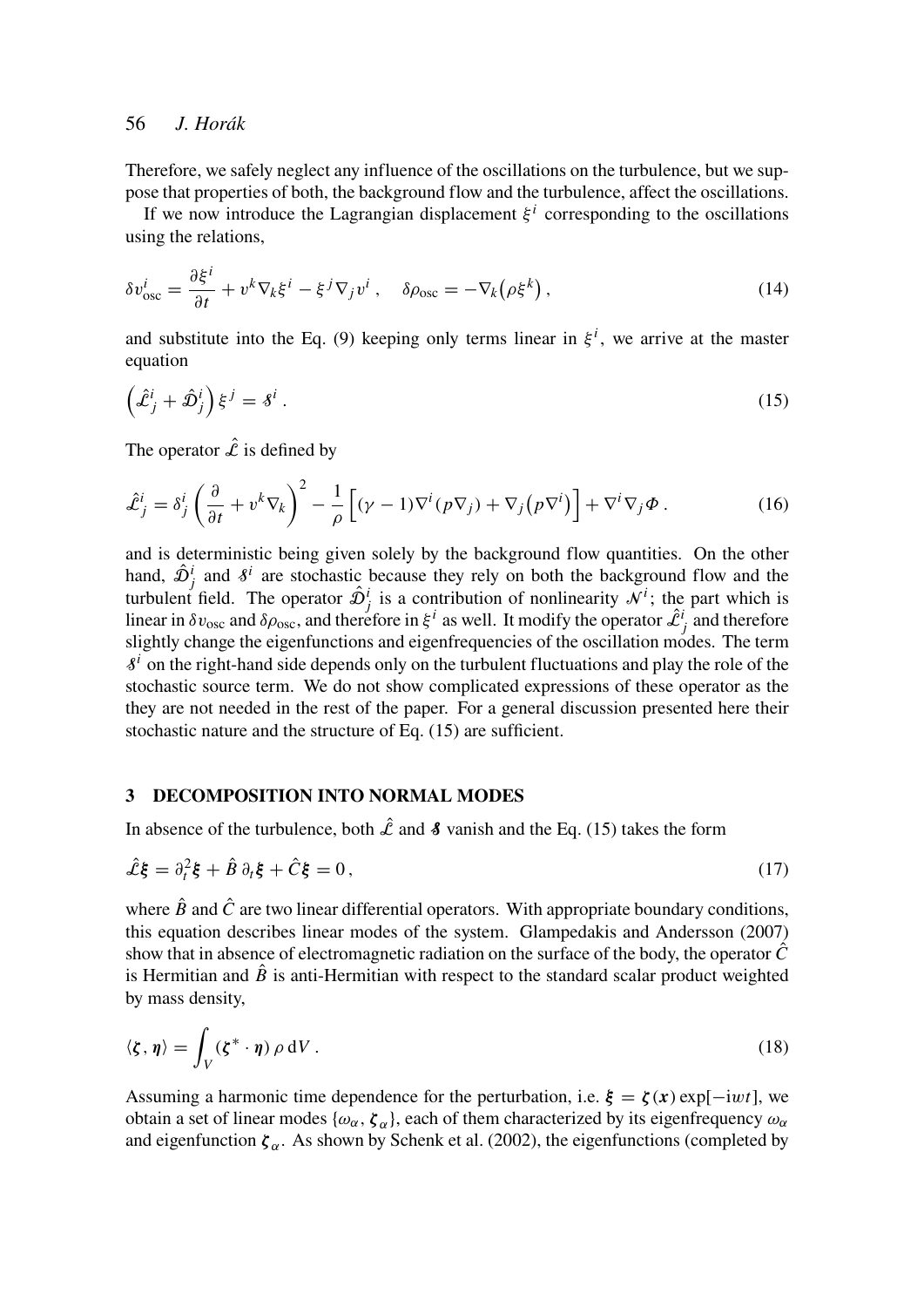Therefore, we safely neglect any influence of the oscillations on the turbulence, but we suppose that properties of both, the background flow and the turbulence, affect the oscillations.

If we now introduce the Lagrangian displacement $\xi^i$ corresponding to the oscillations using the relations,

$$
\delta v^i_{\rm osc} = \frac{\partial \xi^i}{\partial t} + v^k \nabla_k \xi^i - \xi^j \nabla_j v^i \,, \quad \delta\rho_{\rm osc} = -\nabla_k\big(\rho \xi^k\big)\,, \tag{14}
$$

and substitute into the Eq. (9) keeping only terms linear in $\xi^i$, we arrive at the master equation

$$
\left(\hat{\mathcal{L}}^i_j + \hat{\mathcal{D}}^i_j\right)\xi^j = \mathcal{S}^i \,. \tag{15}
$$

The operator $\hat{\mathcal{L}}$ is defined by

$$
\hat{\mathcal{L}}^i_j = \delta^i_j \left(\frac{\partial}{\partial t} + v^k \nabla_k\right)^2 - \frac{1}{\rho}\left[(\gamma-1)\nabla^i(p\nabla_j) + \nabla_j\big(p\nabla^i\big)\right] + \nabla^i\nabla_j \Phi \,. \tag{16}
$$

and is deterministic being given solely by the background flow quantities. On the other hand, $\hat{\mathcal{D}}^i_j$ and $\mathcal{S}^i$ are stochastic because they rely on both the background flow and the turbulent field. The operator $\hat{\mathcal{D}}^i_j$ is a contribution of nonlinearity $\mathcal{N}^i$; the part which is linear in $\delta v_{\rm osc}$ and $\delta\rho_{\rm osc}$, and therefore in $\xi^i$ as well. It modify the operator $\hat{\mathcal{L}}^i_j$ and therefore slightly change the eigenfunctions and eigenfrequencies of the oscillation modes. The term $\mathcal{S}^i$ on the right-hand side depends only on the turbulent fluctuations and play the role of the stochastic source term. We do not show complicated expressions of these operator as the they are not needed in the rest of the paper. For a general discussion presented here their stochastic nature and the structure of Eq. (15) are sufficient.

## 3 DECOMPOSITION INTO NORMAL MODES

In absence of the turbulence, both $\hat{\mathcal{L}}$ and $\mathcal{S}$ vanish and the Eq. (15) takes the form

$$
\hat{\mathcal{L}}\boldsymbol{\xi} = \partial_t^2\boldsymbol{\xi} + \hat{B}\,\partial_t\boldsymbol{\xi} + \hat{C}\boldsymbol{\xi} = 0\,, \tag{17}
$$

where $\hat{B}$ and $\hat{C}$ are two linear differential operators. With appropriate boundary conditions, this equation describes linear modes of the system. Glampedakis and Andersson (2007) show that in absence of electromagnetic radiation on the surface of the body, the operator $\hat{C}$ is Hermitian and $\hat{B}$ is anti-Hermitian with respect to the standard scalar product weighted by mass density,

$$
\langle \boldsymbol{\zeta}, \boldsymbol{\eta}\rangle = \int_V (\boldsymbol{\zeta}^* \cdot \boldsymbol{\eta})\,\rho\,{\rm d}V\,. \tag{18}
$$

Assuming a harmonic time dependence for the perturbation, i.e. $\boldsymbol{\xi} = \boldsymbol{\zeta}(\boldsymbol{x})\exp[-{\rm i}wt]$, we obtain a set of linear modes $\{\omega_\alpha, \boldsymbol{\zeta}_\alpha\}$, each of them characterized by its eigenfrequency $\omega_\alpha$ and eigenfunction $\boldsymbol{\zeta}_\alpha$. As shown by Schenk et al. (2002), the eigenfunctions (completed by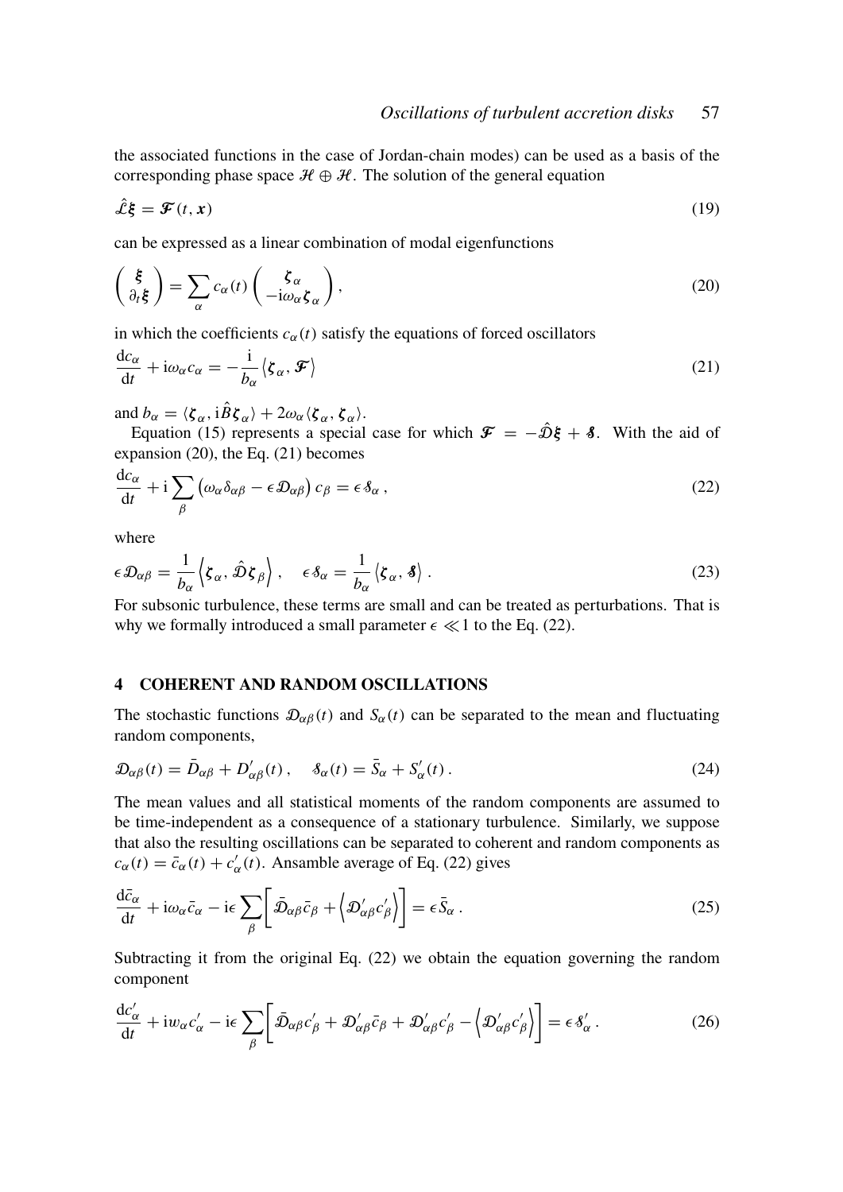the associated functions in the case of Jordan-chain modes) can be used as a basis of the corresponding phase space $\mathcal{H} \oplus \mathcal{H}$. The solution of the general equation

$$\hat{\mathcal{L}}\boldsymbol{\xi} = \boldsymbol{\mathcal{F}}(t, \boldsymbol{x}) \tag{19}$$

can be expressed as a linear combination of modal eigenfunctions

$$\begin{pmatrix} \boldsymbol{\xi} \\ \partial_t \boldsymbol{\xi} \end{pmatrix} = \sum_{\alpha} c_{\alpha}(t) \begin{pmatrix} \boldsymbol{\zeta}_{\alpha} \\ -\mathrm{i}\omega_{\alpha}\boldsymbol{\zeta}_{\alpha} \end{pmatrix}, \tag{20}$$

in which the coefficients $c_{\alpha}(t)$ satisfy the equations of forced oscillators

$$\frac{\mathrm{d}c_{\alpha}}{\mathrm{d}t} + \mathrm{i}\omega_{\alpha} c_{\alpha} = -\frac{\mathrm{i}}{b_{\alpha}} \left\langle \boldsymbol{\zeta}_{\alpha}, \boldsymbol{\mathcal{F}} \right\rangle \tag{21}$$

and $b_{\alpha} = \langle \boldsymbol{\zeta}_{\alpha}, \mathrm{i}\hat{B}\boldsymbol{\zeta}_{\alpha} \rangle + 2\omega_{\alpha} \langle \boldsymbol{\zeta}_{\alpha}, \boldsymbol{\zeta}_{\alpha} \rangle$.

Equation (15) represents a special case for which $\boldsymbol{\mathcal{F}} = -\hat{\mathcal{D}}\boldsymbol{\xi} + \boldsymbol{\mathcal{S}}$. With the aid of expansion (20), the Eq. (21) becomes

$$\frac{\mathrm{d}c_{\alpha}}{\mathrm{d}t} + \mathrm{i} \sum_{\beta} \left( \omega_{\alpha} \delta_{\alpha\beta} - \epsilon \mathcal{D}_{\alpha\beta} \right) c_{\beta} = \epsilon \mathcal{S}_{\alpha} , \tag{22}$$

where

$$\epsilon \mathcal{D}_{\alpha\beta} = \frac{1}{b_{\alpha}} \left\langle \boldsymbol{\zeta}_{\alpha}, \hat{\mathcal{D}}\boldsymbol{\zeta}_{\beta} \right\rangle , \quad \epsilon \mathcal{S}_{\alpha} = \frac{1}{b_{\alpha}} \left\langle \boldsymbol{\zeta}_{\alpha}, \boldsymbol{\mathcal{S}} \right\rangle . \tag{23}$$

For subsonic turbulence, these terms are small and can be treated as perturbations. That is why we formally introduced a small parameter $\epsilon \ll 1$ to the Eq. (22).

## 4 COHERENT AND RANDOM OSCILLATIONS

The stochastic functions $\mathcal{D}_{\alpha\beta}(t)$ and $S_{\alpha}(t)$ can be separated to the mean and fluctuating random components,

$$\mathcal{D}_{\alpha\beta}(t) = \bar{D}_{\alpha\beta} + D'_{\alpha\beta}(t) , \quad \mathcal{S}_{\alpha}(t) = \bar{S}_{\alpha} + S'_{\alpha}(t) . \tag{24}$$

The mean values and all statistical moments of the random components are assumed to be time-independent as a consequence of a stationary turbulence. Similarly, we suppose that also the resulting oscillations can be separated to coherent and random components as $c_{\alpha}(t) = \bar{c}_{\alpha}(t) + c'_{\alpha}(t)$. Ansamble average of Eq. (22) gives

$$\frac{\mathrm{d}\bar{c}_{\alpha}}{\mathrm{d}t} + \mathrm{i}\omega_{\alpha}\bar{c}_{\alpha} - \mathrm{i}\epsilon \sum_{\beta} \left[ \bar{\mathcal{D}}_{\alpha\beta}\bar{c}_{\beta} + \left\langle \mathcal{D}'_{\alpha\beta} c'_{\beta} \right\rangle \right] = \epsilon \bar{S}_{\alpha} . \tag{25}$$

Subtracting it from the original Eq. (22) we obtain the equation governing the random component

$$\frac{\mathrm{d}c'_{\alpha}}{\mathrm{d}t} + \mathrm{i}w_{\alpha}c'_{\alpha} - \mathrm{i}\epsilon \sum_{\beta} \left[ \bar{\mathcal{D}}_{\alpha\beta}c'_{\beta} + \mathcal{D}'_{\alpha\beta}\bar{c}_{\beta} + \mathcal{D}'_{\alpha\beta}c'_{\beta} - \left\langle \mathcal{D}'_{\alpha\beta}c'_{\beta} \right\rangle \right] = \epsilon \mathcal{S}'_{\alpha} . \tag{26}$$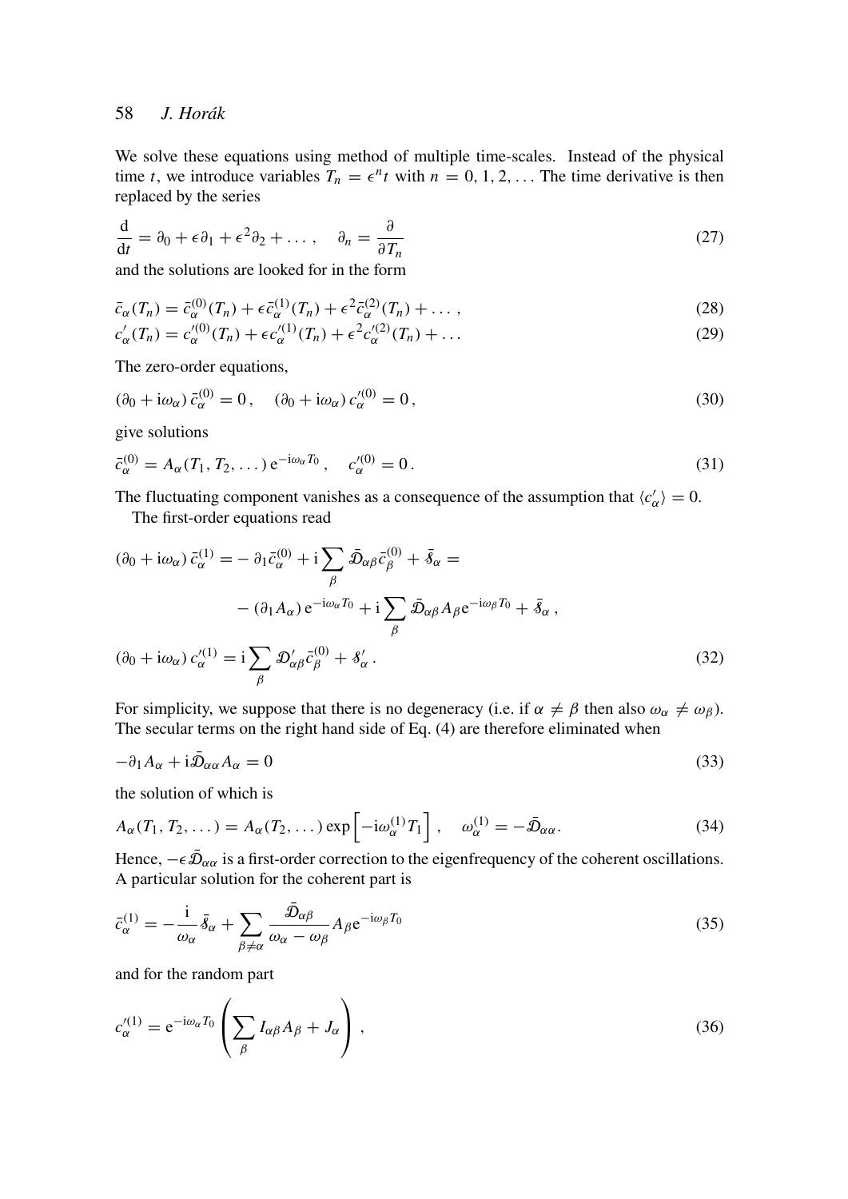We solve these equations using method of multiple time-scales. Instead of the physical time $t$, we introduce variables $T_n = \epsilon^n t$ with $n = 0, 1, 2, \dots$ The time derivative is then replaced by the series

$$\frac{\mathrm{d}}{\mathrm{d}t} = \partial_0 + \epsilon\partial_1 + \epsilon^2\partial_2 + \dots, \quad \partial_n = \frac{\partial}{\partial T_n} \tag{27}$$

and the solutions are looked for in the form

$$\bar{c}_\alpha(T_n) = \bar{c}_\alpha^{(0)}(T_n) + \epsilon\bar{c}_\alpha^{(1)}(T_n) + \epsilon^2\bar{c}_\alpha^{(2)}(T_n) + \dots, \tag{28}$$

$$c'_\alpha(T_n) = c_\alpha'^{(0)}(T_n) + \epsilon c_\alpha'^{(1)}(T_n) + \epsilon^2 c_\alpha'^{(2)}(T_n) + \dots \tag{29}$$

The zero-order equations,

$$(\partial_0 + \mathrm{i}\omega_\alpha)\,\bar{c}_\alpha^{(0)} = 0, \quad (\partial_0 + \mathrm{i}\omega_\alpha)\,c_\alpha'^{(0)} = 0, \tag{30}$$

give solutions

$$\bar{c}_\alpha^{(0)} = A_\alpha(T_1, T_2, \dots)\,\mathrm{e}^{-\mathrm{i}\omega_\alpha T_0}, \quad c_\alpha'^{(0)} = 0. \tag{31}$$

The fluctuating component vanishes as a consequence of the assumption that $\langle c'_\alpha \rangle = 0$.

The first-order equations read

$$\begin{aligned}
(\partial_0 + \mathrm{i}\omega_\alpha)\,\bar{c}_\alpha^{(1)} = &- \partial_1\bar{c}_\alpha^{(0)} + \mathrm{i}\sum_\beta \bar{\mathcal{D}}_{\alpha\beta}\bar{c}_\beta^{(0)} + \bar{\mathcal{S}}_\alpha = \\
&- (\partial_1 A_\alpha)\,\mathrm{e}^{-\mathrm{i}\omega_\alpha T_0} + \mathrm{i}\sum_\beta \bar{\mathcal{D}}_{\alpha\beta}A_\beta\mathrm{e}^{-\mathrm{i}\omega_\beta T_0} + \bar{\mathcal{S}}_\alpha, \\
(\partial_0 + \mathrm{i}\omega_\alpha)\,c_\alpha'^{(1)} = &\ \mathrm{i}\sum_\beta \mathcal{D}'_{\alpha\beta}\bar{c}_\beta^{(0)} + \mathcal{S}'_\alpha.
\end{aligned} \tag{32}$$

For simplicity, we suppose that there is no degeneracy (i.e. if $\alpha \neq \beta$ then also $\omega_\alpha \neq \omega_\beta$). The secular terms on the right hand side of Eq. (4) are therefore eliminated when

$$-\partial_1 A_\alpha + \mathrm{i}\bar{\mathcal{D}}_{\alpha\alpha}A_\alpha = 0 \tag{33}$$

the solution of which is

$$A_\alpha(T_1, T_2, \dots) = A_\alpha(T_2, \dots)\exp\left[-\mathrm{i}\omega_\alpha^{(1)}T_1\right], \quad \omega_\alpha^{(1)} = -\bar{\mathcal{D}}_{\alpha\alpha}. \tag{34}$$

Hence, $-\epsilon\bar{\mathcal{D}}_{\alpha\alpha}$ is a first-order correction to the eigenfrequency of the coherent oscillations. A particular solution for the coherent part is

$$\bar{c}_\alpha^{(1)} = -\frac{\mathrm{i}}{\omega_\alpha}\bar{\mathcal{S}}_\alpha + \sum_{\beta\neq\alpha}\frac{\bar{\mathcal{D}}_{\alpha\beta}}{\omega_\alpha - \omega_\beta}A_\beta\mathrm{e}^{-\mathrm{i}\omega_\beta T_0} \tag{35}$$

and for the random part

$$c_\alpha'^{(1)} = \mathrm{e}^{-\mathrm{i}\omega_\alpha T_0}\left(\sum_\beta I_{\alpha\beta}A_\beta + J_\alpha\right), \tag{36}$$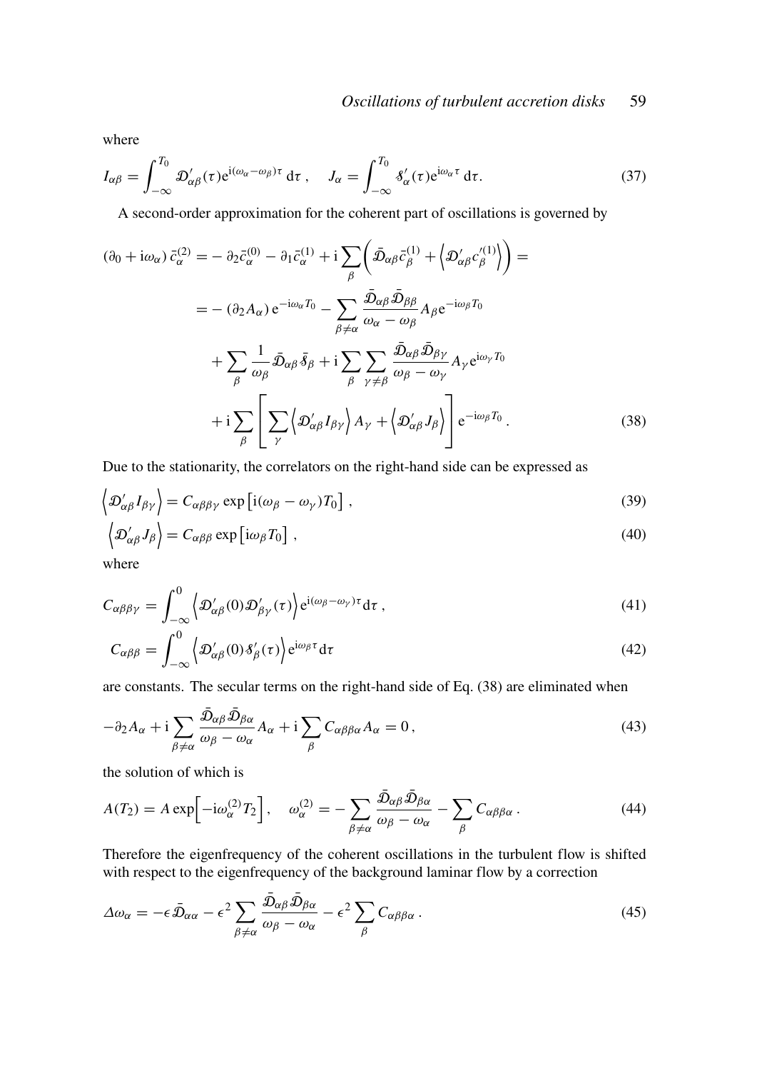where

$$I_{\alpha\beta} = \int_{-\infty}^{T_0} \mathcal{D}'_{\alpha\beta}(\tau) \mathrm{e}^{\mathrm{i}(\omega_\alpha - \omega_\beta)\tau} \, \mathrm{d}\tau \,, \quad J_\alpha = \int_{-\infty}^{T_0} \mathcal{S}'_\alpha(\tau) \mathrm{e}^{\mathrm{i}\omega_\alpha \tau} \, \mathrm{d}\tau. \tag{37}$$

A second-order approximation for the coherent part of oscillations is governed by

$$\begin{aligned}
(\partial_0 + \mathrm{i}\omega_\alpha)\, \bar{c}_\alpha^{(2)} &= -\, \partial_2 \bar{c}_\alpha^{(0)} - \partial_1 \bar{c}_\alpha^{(1)} + \mathrm{i} \sum_\beta \left( \bar{\mathcal{D}}_{\alpha\beta} \bar{c}_\beta^{(1)} + \left\langle \mathcal{D}'_{\alpha\beta} c_\beta^{\prime(1)} \right\rangle \right) = \\
&= -\, (\partial_2 A_\alpha)\, \mathrm{e}^{-\mathrm{i}\omega_\alpha T_0} - \sum_{\beta \neq \alpha} \frac{\bar{\mathcal{D}}_{\alpha\beta} \bar{\mathcal{D}}_{\beta\beta}}{\omega_\alpha - \omega_\beta} A_\beta \mathrm{e}^{-\mathrm{i}\omega_\beta T_0} \\
&\quad + \sum_\beta \frac{1}{\omega_\beta} \bar{\mathcal{D}}_{\alpha\beta} \bar{\mathcal{S}}_\beta + \mathrm{i} \sum_\beta \sum_{\gamma \neq \beta} \frac{\bar{\mathcal{D}}_{\alpha\beta} \bar{\mathcal{D}}_{\beta\gamma}}{\omega_\beta - \omega_\gamma} A_\gamma \mathrm{e}^{\mathrm{i}\omega_\gamma T_0} \\
&\quad + \mathrm{i} \sum_\beta \left[ \sum_\gamma \left\langle \mathcal{D}'_{\alpha\beta} I_{\beta\gamma} \right\rangle A_\gamma + \left\langle \mathcal{D}'_{\alpha\beta} J_\beta \right\rangle \right] \mathrm{e}^{-\mathrm{i}\omega_\beta T_0} \,.
\end{aligned} \tag{38}$$

Due to the stationarity, the correlators on the right-hand side can be expressed as

$$\left\langle \mathcal{D}'_{\alpha\beta} I_{\beta\gamma} \right\rangle = C_{\alpha\beta\beta\gamma} \exp\left[ \mathrm{i}(\omega_\beta - \omega_\gamma) T_0 \right] , \tag{39}$$

$$\left\langle \mathcal{D}'_{\alpha\beta} J_\beta \right\rangle = C_{\alpha\beta\beta} \exp\left[ \mathrm{i}\omega_\beta T_0 \right] , \tag{40}$$

where

$$C_{\alpha\beta\beta\gamma} = \int_{-\infty}^{0} \left\langle \mathcal{D}'_{\alpha\beta}(0) \mathcal{D}'_{\beta\gamma}(\tau) \right\rangle \mathrm{e}^{\mathrm{i}(\omega_\beta - \omega_\gamma)\tau} \mathrm{d}\tau \,, \tag{41}$$

$$C_{\alpha\beta\beta} = \int_{-\infty}^{0} \left\langle \mathcal{D}'_{\alpha\beta}(0) \mathcal{S}'_\beta(\tau) \right\rangle \mathrm{e}^{\mathrm{i}\omega_\beta \tau} \mathrm{d}\tau \tag{42}$$

are constants. The secular terms on the right-hand side of Eq. (38) are eliminated when

$$-\partial_2 A_\alpha + \mathrm{i} \sum_{\beta \neq \alpha} \frac{\bar{\mathcal{D}}_{\alpha\beta} \bar{\mathcal{D}}_{\beta\alpha}}{\omega_\beta - \omega_\alpha} A_\alpha + \mathrm{i} \sum_\beta C_{\alpha\beta\beta\alpha} A_\alpha = 0 \,, \tag{43}$$

the solution of which is

$$A(T_2) = A \exp\Big[ -\mathrm{i}\omega_\alpha^{(2)} T_2 \Big] , \quad \omega_\alpha^{(2)} = - \sum_{\beta \neq \alpha} \frac{\bar{\mathcal{D}}_{\alpha\beta} \bar{\mathcal{D}}_{\beta\alpha}}{\omega_\beta - \omega_\alpha} - \sum_\beta C_{\alpha\beta\beta\alpha} \,. \tag{44}$$

Therefore the eigenfrequency of the coherent oscillations in the turbulent flow is shifted with respect to the eigenfrequency of the background laminar flow by a correction

$$\Delta\omega_\alpha = -\epsilon \bar{\mathcal{D}}_{\alpha\alpha} - \epsilon^2 \sum_{\beta \neq \alpha} \frac{\bar{\mathcal{D}}_{\alpha\beta} \bar{\mathcal{D}}_{\beta\alpha}}{\omega_\beta - \omega_\alpha} - \epsilon^2 \sum_\beta C_{\alpha\beta\beta\alpha} \,. \tag{45}$$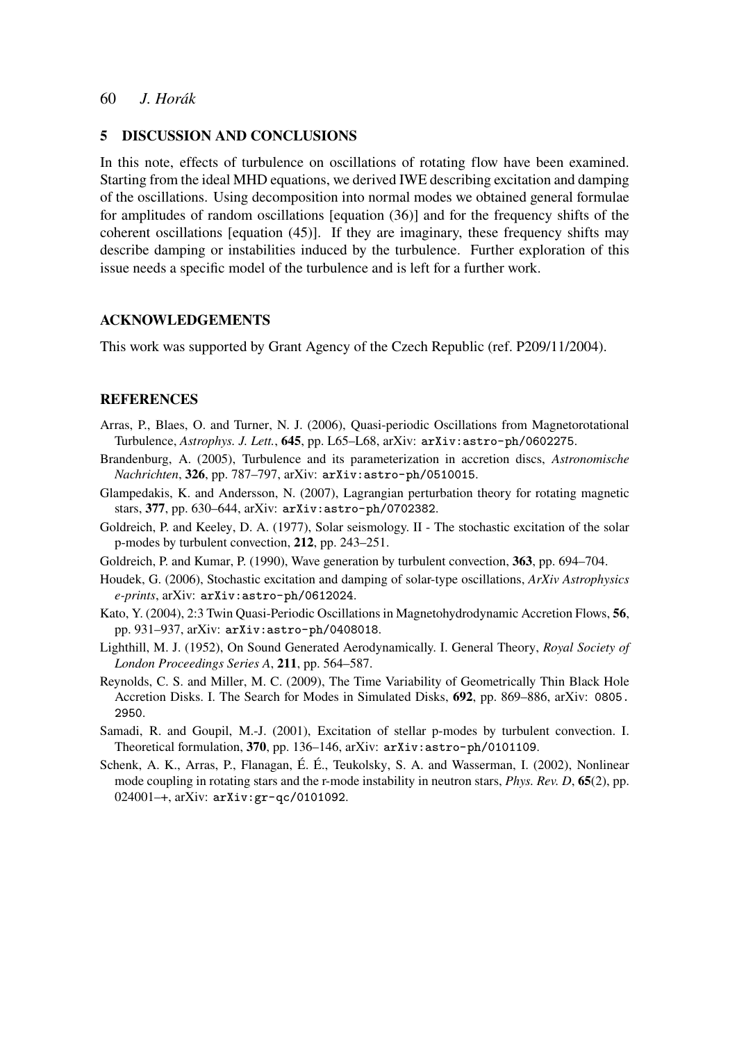## 5 DISCUSSION AND CONCLUSIONS

In this note, effects of turbulence on oscillations of rotating flow have been examined. Starting from the ideal MHD equations, we derived IWE describing excitation and damping of the oscillations. Using decomposition into normal modes we obtained general formulae for amplitudes of random oscillations [equation (36)] and for the frequency shifts of the coherent oscillations [equation (45)]. If they are imaginary, these frequency shifts may describe damping or instabilities induced by the turbulence. Further exploration of this issue needs a specific model of the turbulence and is left for a further work.

## ACKNOWLEDGEMENTS

This work was supported by Grant Agency of the Czech Republic (ref. P209/11/2004).

## REFERENCES

Arras, P., Blaes, O. and Turner, N. J. (2006), Quasi-periodic Oscillations from Magnetorotational Turbulence, *Astrophys. J. Lett.*, **645**, pp. L65–L68, arXiv: `arXiv:astro-ph/0602275`.

Brandenburg, A. (2005), Turbulence and its parameterization in accretion discs, *Astronomische Nachrichten*, **326**, pp. 787–797, arXiv: `arXiv:astro-ph/0510015`.

Glampedakis, K. and Andersson, N. (2007), Lagrangian perturbation theory for rotating magnetic stars, **377**, pp. 630–644, arXiv: `arXiv:astro-ph/0702382`.

Goldreich, P. and Keeley, D. A. (1977), Solar seismology. II - The stochastic excitation of the solar p-modes by turbulent convection, **212**, pp. 243–251.

Goldreich, P. and Kumar, P. (1990), Wave generation by turbulent convection, **363**, pp. 694–704.

Houdek, G. (2006), Stochastic excitation and damping of solar-type oscillations, *ArXiv Astrophysics e-prints*, arXiv: `arXiv:astro-ph/0612024`.

Kato, Y. (2004), 2:3 Twin Quasi-Periodic Oscillations in Magnetohydrodynamic Accretion Flows, **56**, pp. 931–937, arXiv: `arXiv:astro-ph/0408018`.

Lighthill, M. J. (1952), On Sound Generated Aerodynamically. I. General Theory, *Royal Society of London Proceedings Series A*, **211**, pp. 564–587.

Reynolds, C. S. and Miller, M. C. (2009), The Time Variability of Geometrically Thin Black Hole Accretion Disks. I. The Search for Modes in Simulated Disks, **692**, pp. 869–886, arXiv: `0805.2950`.

Samadi, R. and Goupil, M.-J. (2001), Excitation of stellar p-modes by turbulent convection. I. Theoretical formulation, **370**, pp. 136–146, arXiv: `arXiv:astro-ph/0101109`.

Schenk, A. K., Arras, P., Flanagan, É. É., Teukolsky, S. A. and Wasserman, I. (2002), Nonlinear mode coupling in rotating stars and the r-mode instability in neutron stars, *Phys. Rev. D*, **65**(2), pp. 024001–+, arXiv: `arXiv:gr-qc/0101092`.